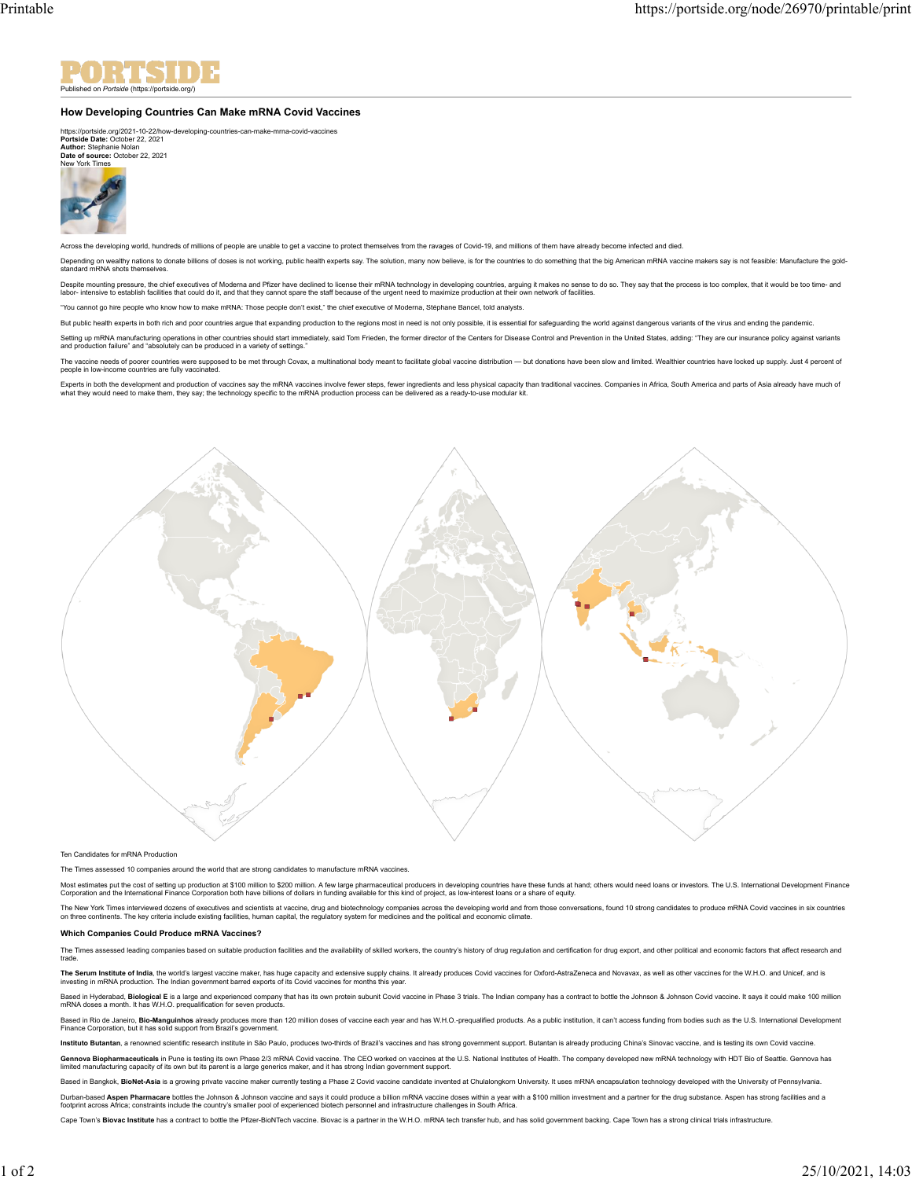PORTSIDE

Published on *Portside* (https://portside.org/)

## How Developing Countries Can Make mRNA Covid Vaccines

https://portside.org/2021-10-22/how-developing-countries-can-make-mrna-covid-vaccines
**Portside Date:** October 22, 2021
**Author:** Stephanie Nolan
**Date of source:** October 22, 2021
New York Times

Across the developing world, hundreds of millions of people are unable to get a vaccine to protect themselves from the ravages of Covid-19, and millions of them have already become infected and died.

Depending on wealthy nations to donate billions of doses is not working, public health experts say. The solution, many now believe, is for the countries to do something that the big American mRNA vaccine makers say is not feasible: Manufacture the gold-standard mRNA shots themselves.

Despite mounting pressure, the chief executives of Moderna and Pfizer have declined to license their mRNA technology in developing countries, arguing it makes no sense to do so. They say that the process is too complex, that it would be too time- and labor- intensive to establish facilities that could do it, and that they cannot spare the staff because of the urgent need to maximize production at their own network of facilities.

"You cannot go hire people who know how to make mRNA: Those people don't exist," the chief executive of Moderna, Stéphane Bancel, told analysts.

But public health experts in both rich and poor countries argue that expanding production to the regions most in need is not only possible, it is essential for safeguarding the world against dangerous variants of the virus and ending the pandemic.

Setting up mRNA manufacturing operations in other countries should start immediately, said Tom Frieden, the former director of the Centers for Disease Control and Prevention in the United States, adding: "They are our insurance policy against variants and production failure" and "absolutely can be produced in a variety of settings."

The vaccine needs of poorer countries were supposed to be met through Covax, a multinational body meant to facilitate global vaccine distribution — but donations have been slow and limited. Wealthier countries have locked up supply. Just 4 percent of people in low-income countries are fully vaccinated.

Experts in both the development and production of vaccines say the mRNA vaccines involve fewer steps, fewer ingredients and less physical capacity than traditional vaccines. Companies in Africa, South America and parts of Asia already have much of what they would need to make them, they say; the technology specific to the mRNA production process can be delivered as a ready-to-use modular kit.

Ten Candidates for mRNA Production

The Times assessed 10 companies around the world that are strong candidates to manufacture mRNA vaccines.

Most estimates put the cost of setting up production at $100 million to $200 million. A few large pharmaceutical producers in developing countries have these funds at hand; others would need loans or investors. The U.S. International Development Finance Corporation and the International Finance Corporation both have billions of dollars in funding available for this kind of project, as low-interest loans or a share of equity.

The New York Times interviewed dozens of executives and scientists at vaccine, drug and biotechnology companies across the developing world and from those conversations, found 10 strong candidates to produce mRNA Covid vaccines in six countries on three continents. The key criteria include existing facilities, human capital, the regulatory system for medicines and the political and economic climate.

### Which Companies Could Produce mRNA Vaccines?

The Times assessed leading companies based on suitable production facilities and the availability of skilled workers, the country's history of drug regulation and certification for drug export, and other political and economic factors that affect research and trade.

**The Serum Institute of India**, the world's largest vaccine maker, has huge capacity and extensive supply chains. It already produces Covid vaccines for Oxford-AstraZeneca and Novavax, as well as other vaccines for the W.H.O. and Unicef, and is investing in mRNA production. The Indian government barred exports of its Covid vaccines for months this year.

Based in Hyderabad, **Biological E** is a large and experienced company that has its own protein subunit Covid vaccine in Phase 3 trials. The Indian company has a contract to bottle the Johnson & Johnson Covid vaccine. It says it could make 100 million mRNA doses a month. It has W.H.O. prequalification for seven products.

Based in Rio de Janeiro, **Bio-Manguinhos** already produces more than 120 million doses of vaccine each year and has W.H.O.-prequalified products. As a public institution, it can't access funding from bodies such as the U.S. International Development Finance Corporation, but it has solid support from Brazil's government.

**Instituto Butantan**, a renowned scientific research institute in São Paulo, produces two-thirds of Brazil's vaccines and has strong government support. Butantan is already producing China's Sinovac vaccine, and is testing its own Covid vaccine.

**Gennova Biopharmaceuticals** in Pune is testing its own Phase 2/3 mRNA Covid vaccine. The CEO worked on vaccines at the U.S. National Institutes of Health. The company developed new mRNA technology with HDT Bio of Seattle. Gennova has limited manufacturing capacity of its own but its parent is a large generics maker, and it has strong Indian government support.

Based in Bangkok, **BioNet-Asia** is a growing private vaccine maker currently testing a Phase 2 Covid vaccine candidate invented at Chulalongkorn University. It uses mRNA encapsulation technology developed with the University of Pennsylvania.

Durban-based **Aspen Pharmacare** bottles the Johnson & Johnson vaccine and says it could produce a billion mRNA vaccine doses within a year with a $100 million investment and a partner for the drug substance. Aspen has strong facilities and a footprint across Africa; constraints include the country's smaller pool of experienced biotech personnel and infrastructure challenges in South Africa.

Cape Town's **Biovac Institute** has a contract to bottle the Pfizer-BioNTech vaccine. Biovac is a partner in the W.H.O. mRNA tech transfer hub, and has solid government backing. Cape Town has a strong clinical trials infrastructure.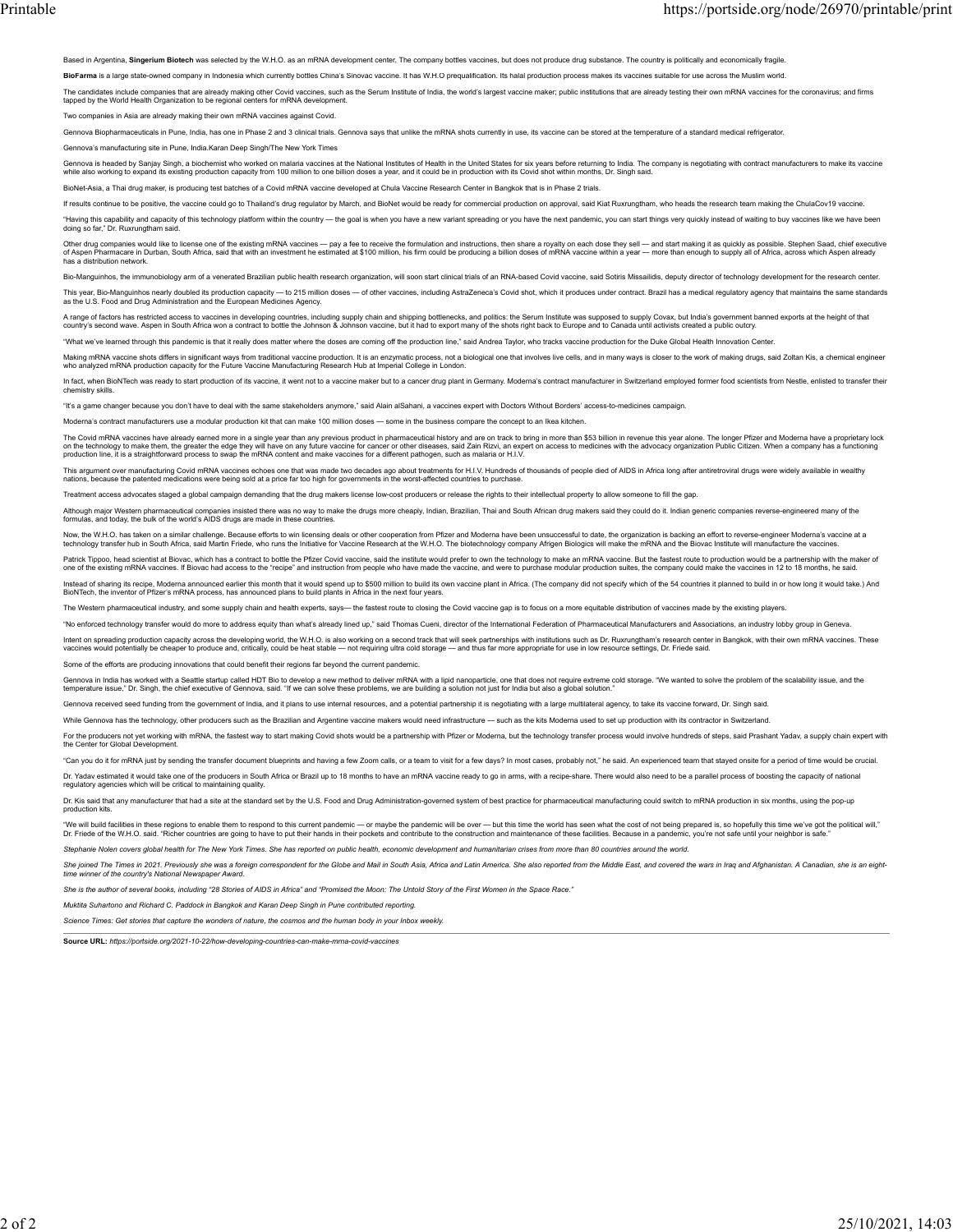Based in Argentina, **Singerium Biotech** was selected by the W.H.O. as an mRNA development center. The company bottles vaccines, but does not produce drug substance. The country is politically and economically fragile.

**BioFarma** is a large state-owned company in Indonesia which currently bottles China's Sinovac vaccine. It has W.H.O prequalification. Its halal production process makes its vaccines suitable for use across the Muslim world.

The candidates include companies that are already making other Covid vaccines, such as the Serum Institute of India, the world's largest vaccine maker; public institutions that are already testing their own mRNA vaccines for the coronavirus; and firms tapped by the World Health Organization to be regional centers for mRNA development.

Two companies in Asia are already making their own mRNA vaccines against Covid.

Gennova Biopharmaceuticals in Pune, India, has one in Phase 2 and 3 clinical trials. Gennova says that unlike the mRNA shots currently in use, its vaccine can be stored at the temperature of a standard medical refrigerator.

Gennova's manufacturing site in Pune, India.Karan Deep Singh/The New York Times

Gennova is headed by Sanjay Singh, a biochemist who worked on malaria vaccines at the National Institutes of Health in the United States for six years before returning to India. The company is negotiating with contract manufacturers to make its vaccine while also working to expand its existing production capacity from 100 million to one billion doses a year, and it could be in production with its Covid shot within months, Dr. Singh said.

BioNet-Asia, a Thai drug maker, is producing test batches of a Covid mRNA vaccine developed at Chula Vaccine Research Center in Bangkok that is in Phase 2 trials.

If results continue to be positive, the vaccine could go to Thailand's drug regulator by March, and BioNet would be ready for commercial production on approval, said Kiat Ruxrungtham, who heads the research team making the ChulaCov19 vaccine.

"Having this capability and capacity of this technology platform within the country — the goal is when you have a new variant spreading or you have the next pandemic, you can start things very quickly instead of waiting to buy vaccines like we have been doing so far," Dr. Ruxrungtham said.

Other drug companies would like to license one of the existing mRNA vaccines — pay a fee to receive the formulation and instructions, then share a royalty on each dose they sell — and start making it as quickly as possible. Stephen Saad, chief executive of Aspen Pharmacare in Durban, South Africa, said that with an investment he estimated at $100 million, his firm could be producing a billion doses of mRNA vaccine within a year — more than enough to supply all of Africa, across which Aspen already has a distribution network.

Bio-Manguinhos, the immunobiology arm of a venerated Brazilian public health research organization, will soon start clinical trials of an RNA-based Covid vaccine, said Sotiris Missailidis, deputy director of technology development for the research center.

This year, Bio-Manguinhos nearly doubled its production capacity — to 215 million doses — of other vaccines, including AstraZeneca's Covid shot, which it produces under contract. Brazil has a medical regulatory agency that maintains the same standards as the U.S. Food and Drug Administration and the European Medicines Agency.

A range of factors has restricted access to vaccines in developing countries, including supply chain and shipping bottlenecks, and politics: the Serum Institute was supposed to supply Covax, but India's government banned exports at the height of that country's second wave. Aspen in South Africa won a contract to bottle the Johnson & Johnson vaccine, but it had to export many of the shots right back to Europe and to Canada until activists created a public outcry.

"What we've learned through this pandemic is that it really does matter where the doses are coming off the production line," said Andrea Taylor, who tracks vaccine production for the Duke Global Health Innovation Center.

Making mRNA vaccine shots differs in significant ways from traditional vaccine production. It is an enzymatic process, not a biological one that involves live cells, and in many ways is closer to the work of making drugs, said Zoltan Kis, a chemical engineer who analyzed mRNA production capacity for the Future Vaccine Manufacturing Research Hub at Imperial College in London.

In fact, when BioNTech was ready to start production of its vaccine, it went not to a vaccine maker but to a cancer drug plant in Germany. Moderna's contract manufacturer in Switzerland employed former food scientists from Nestle, enlisted to transfer their chemistry skills.

"It's a game changer because you don't have to deal with the same stakeholders anymore," said Alain alSahani, a vaccines expert with Doctors Without Borders' access-to-medicines campaign.

Moderna's contract manufacturers use a modular production kit that can make 100 million doses — some in the business compare the concept to an Ikea kitchen.

The Covid mRNA vaccines have already earned more in a single year than any previous product in pharmaceutical history and are on track to bring in more than $53 billion in revenue this year alone. The longer Pfizer and Moderna have a proprietary lock on the technology to make them, the greater the edge they will have on any future vaccine for cancer or other diseases, said Zain Rizvi, an expert on access to medicines with the advocacy organization Public Citizen. When a company has a functioning production line, it is a straightforward process to swap the mRNA content and make vaccines for a different pathogen, such as malaria or H.I.V.

This argument over manufacturing Covid mRNA vaccines echoes one that was made two decades ago about treatments for H.I.V. Hundreds of thousands of people died of AIDS in Africa long after antiretroviral drugs were widely available in wealthy nations, because the patented medications were being sold at a price far too high for governments in the worst-affected countries to purchase.

Treatment access advocates staged a global campaign demanding that the drug makers license low-cost producers or release the rights to their intellectual property to allow someone to fill the gap.

Although major Western pharmaceutical companies insisted there was no way to make the drugs more cheaply, Indian, Brazilian, Thai and South African drug makers said they could do it. Indian generic companies reverse-engineered many of the formulas, and today, the bulk of the world's AIDS drugs are made in these countries.

Now, the W.H.O. has taken on a similar challenge. Because efforts to win licensing deals or other cooperation from Pfizer and Moderna have been unsuccessful to date, the organization is backing an effort to reverse-engineer Moderna's vaccine at a technology transfer hub in South Africa, said Martin Friede, who runs the Initiative for Vaccine Research at the W.H.O. The biotechnology company Afrigen Biologics will make the mRNA and the Biovac Institute will manufacture the vaccines.

Patrick Tippoo, head scientist at Biovac, which has a contract to bottle the Pfizer Covid vaccine, said the institute would prefer to own the technology to make an mRNA vaccine. But the fastest route to production would be a partnership with the maker of one of the existing mRNA vaccines. If Biovac had access to the "recipe" and instruction from people who have made the vaccine, and were to purchase modular production suites, the company could make the vaccines in 12 to 18 months, he said.

Instead of sharing its recipe, Moderna announced earlier this month that it would spend up to $500 million to build its own vaccine plant in Africa. (The company did not specify which of the 54 countries it planned to build in or how long it would take.) And BioNTech, the inventor of Pfizer's mRNA process, has announced plans to build plants in Africa in the next four years.

The Western pharmaceutical industry, and some supply chain and health experts, says— the fastest route to closing the Covid vaccine gap is to focus on a more equitable distribution of vaccines made by the existing players.

"No enforced technology transfer would do more to address equity than what's already lined up," said Thomas Cueni, director of the International Federation of Pharmaceutical Manufacturers and Associations, an industry lobby group in Geneva.

Intent on spreading production capacity across the developing world, the W.H.O. is also working on a second track that will seek partnerships with institutions such as Dr. Ruxrungtham's research center in Bangkok, with their own mRNA vaccines. These vaccines would potentially be cheaper to produce and, critically, could be heat stable — not requiring ultra cold storage — and thus far more appropriate for use in low resource settings, Dr. Friede said.

Some of the efforts are producing innovations that could benefit their regions far beyond the current pandemic.

Gennova in India has worked with a Seattle startup called HDT Bio to develop a new method to deliver mRNA with a lipid nanoparticle, one that does not require extreme cold storage. "We wanted to solve the problem of the scalability issue, and the temperature issue," Dr. Singh, the chief executive of Gennova, said. "If we can solve these problems, we are building a solution not just for India but also a global solution."

Gennova received seed funding from the government of India, and it plans to use internal resources, and a potential partnership it is negotiating with a large multilateral agency, to take its vaccine forward, Dr. Singh said.

While Gennova has the technology, other producers such as the Brazilian and Argentine vaccine makers would need infrastructure — such as the kits Moderna used to set up production with its contractor in Switzerland.

For the producers not yet working with mRNA, the fastest way to start making Covid shots would be a partnership with Pfizer or Moderna, but the technology transfer process would involve hundreds of steps, said Prashant Yadav, a supply chain expert with the Center for Global Development.

"Can you do it for mRNA just by sending the transfer document blueprints and having a few Zoom calls, or a team to visit for a few days? In most cases, probably not," he said. An experienced team that stayed onsite for a period of time would be crucial.

Dr. Yadav estimated it would take one of the producers in South Africa or Brazil up to 18 months to have an mRNA vaccine ready to go in arms, with a recipe-share. There would also need to be a parallel process of boosting the capacity of national regulatory agencies which will be critical to maintaining quality.

Dr. Kis said that any manufacturer that had a site at the standard set by the U.S. Food and Drug Administration-governed system of best practice for pharmaceutical manufacturing could switch to mRNA production in six months, using the pop-up production kits.

"We will build facilities in these regions to enable them to respond to this current pandemic — or maybe the pandemic will be over — but this time the world has seen what the cost of not being prepared is, so hopefully this time we've got the political will," Dr. Friede of the W.H.O. said. "Richer countries are going to have to put their hands in their pockets and contribute to the construction and maintenance of these facilities. Because in a pandemic, you're not safe until your neighbor is safe."

*Stephanie Nolen covers global health for The New York Times. She has reported on public health, economic development and humanitarian crises from more than 80 countries around the world.*

*She joined The Times in 2021. Previously she was a foreign correspondent for the Globe and Mail in South Asia, Africa and Latin America. She also reported from the Middle East, and covered the wars in Iraq and Afghanistan. A Canadian, she is an eight-time winner of the country's National Newspaper Award.*

*She is the author of several books, including "28 Stories of AIDS in Africa" and "Promised the Moon: The Untold Story of the First Women in the Space Race."*

*Muktita Suhartono and Richard C. Paddock in Bangkok and Karan Deep Singh in Pune contributed reporting.*

*Science Times: Get stories that capture the wonders of nature, the cosmos and the human body in your Inbox weekly.*

---

**Source URL:** *https://portside.org/2021-10-22/how-developing-countries-can-make-mrna-covid-vaccines*